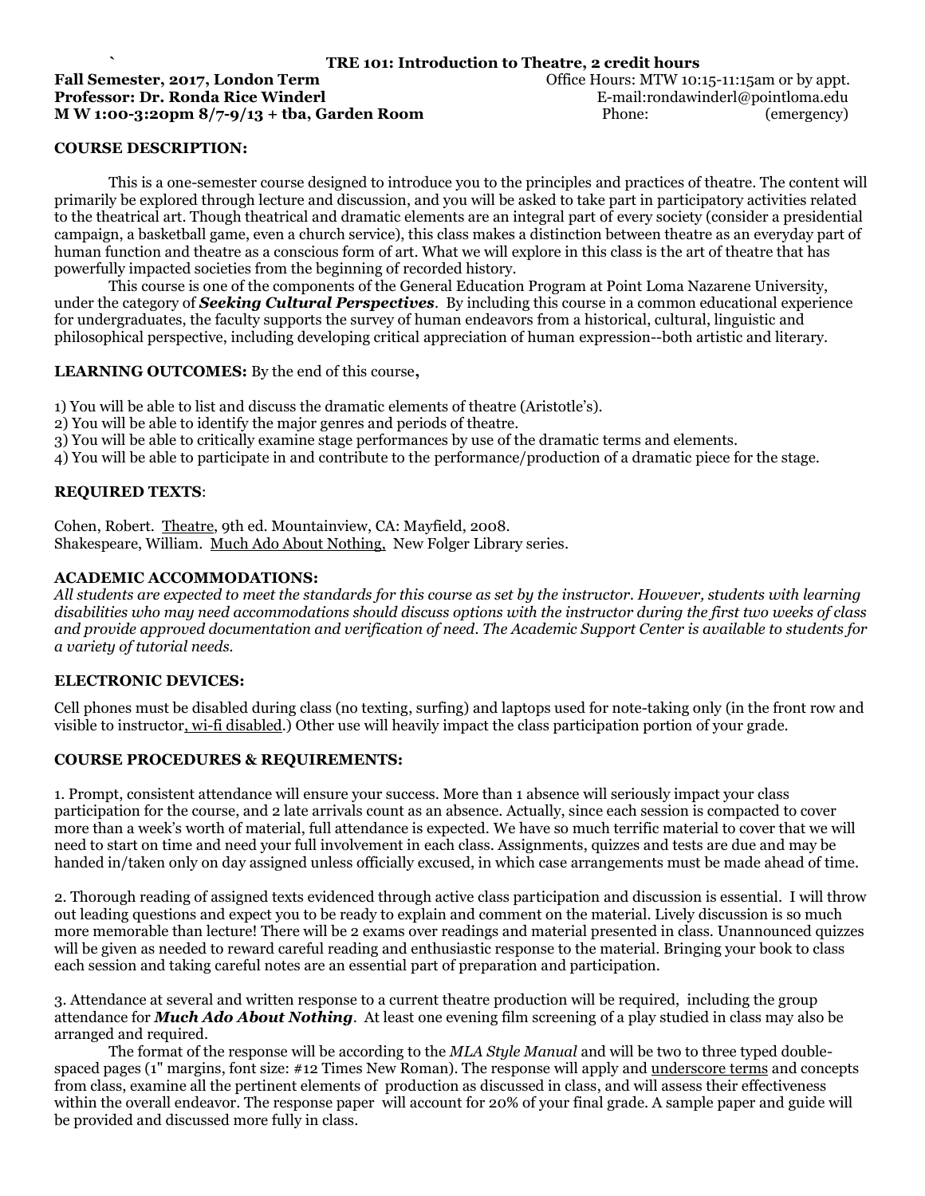` **TRE 101: Introduction to Theatre, 2 credit hours**

**Fall Semester, 2017, London Term** Office Hours: MTW 10:15-11:15am or by appt.
**Professor: Dr. Ronda Rice Winderl** E-mail:rondawinderl@pointloma.edu
**M W 1:00-3:20pm 8/7-9/13 + tba, Garden Room** Phone: (emergency)

**COURSE DESCRIPTION:**

This is a one-semester course designed to introduce you to the principles and practices of theatre. The content will primarily be explored through lecture and discussion, and you will be asked to take part in participatory activities related to the theatrical art. Though theatrical and dramatic elements are an integral part of every society (consider a presidential campaign, a basketball game, even a church service), this class makes a distinction between theatre as an everyday part of human function and theatre as a conscious form of art. What we will explore in this class is the art of theatre that has powerfully impacted societies from the beginning of recorded history.

This course is one of the components of the General Education Program at Point Loma Nazarene University, under the category of ***Seeking Cultural Perspectives***. By including this course in a common educational experience for undergraduates, the faculty supports the survey of human endeavors from a historical, cultural, linguistic and philosophical perspective, including developing critical appreciation of human expression--both artistic and literary.

**LEARNING OUTCOMES:** By the end of this course**,**

1) You will be able to list and discuss the dramatic elements of theatre (Aristotle's).
2) You will be able to identify the major genres and periods of theatre.
3) You will be able to critically examine stage performances by use of the dramatic terms and elements.
4) You will be able to participate in and contribute to the performance/production of a dramatic piece for the stage.

**REQUIRED TEXTS**:

Cohen, Robert. <u>Theatre</u>, 9th ed. Mountainview, CA: Mayfield, 2008.
Shakespeare, William. <u>Much Ado About Nothing,</u> New Folger Library series.

**ACADEMIC ACCOMMODATIONS:**

*All students are expected to meet the standards for this course as set by the instructor. However, students with learning disabilities who may need accommodations should discuss options with the instructor during the first two weeks of class and provide approved documentation and verification of need. The Academic Support Center is available to students for a variety of tutorial needs.*

**ELECTRONIC DEVICES:**

Cell phones must be disabled during class (no texting, surfing) and laptops used for note-taking only (in the front row and visible to instructor<u>, wi-fi disabled</u>.) Other use will heavily impact the class participation portion of your grade.

**COURSE PROCEDURES & REQUIREMENTS:**

1. Prompt, consistent attendance will ensure your success. More than 1 absence will seriously impact your class participation for the course, and 2 late arrivals count as an absence. Actually, since each session is compacted to cover more than a week's worth of material, full attendance is expected. We have so much terrific material to cover that we will need to start on time and need your full involvement in each class. Assignments, quizzes and tests are due and may be handed in/taken only on day assigned unless officially excused, in which case arrangements must be made ahead of time.

2. Thorough reading of assigned texts evidenced through active class participation and discussion is essential. I will throw out leading questions and expect you to be ready to explain and comment on the material. Lively discussion is so much more memorable than lecture! There will be 2 exams over readings and material presented in class. Unannounced quizzes will be given as needed to reward careful reading and enthusiastic response to the material. Bringing your book to class each session and taking careful notes are an essential part of preparation and participation.

3. Attendance at several and written response to a current theatre production will be required, including the group attendance for ***Much Ado About Nothing***. At least one evening film screening of a play studied in class may also be arranged and required.

The format of the response will be according to the *MLA Style Manual* and will be two to three typed double-spaced pages (1" margins, font size: #12 Times New Roman). The response will apply and <u>underscore terms</u> and concepts from class, examine all the pertinent elements of production as discussed in class, and will assess their effectiveness within the overall endeavor. The response paper will account for 20% of your final grade. A sample paper and guide will be provided and discussed more fully in class.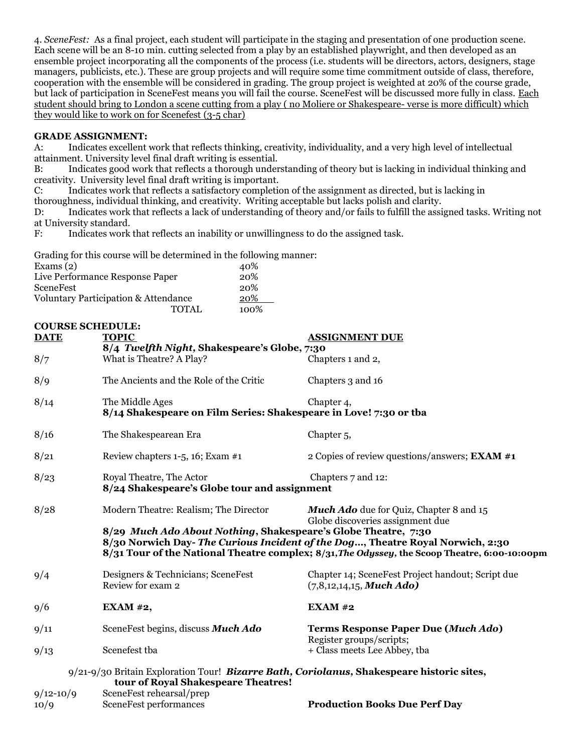4. *SceneFest:* As a final project, each student will participate in the staging and presentation of one production scene. Each scene will be an 8-10 min. cutting selected from a play by an established playwright, and then developed as an ensemble project incorporating all the components of the process (i.e. students will be directors, actors, designers, stage managers, publicists, etc.). These are group projects and will require some time commitment outside of class, therefore, cooperation with the ensemble will be considered in grading. The group project is weighted at 20% of the course grade, but lack of participation in SceneFest means you will fail the course. SceneFest will be discussed more fully in class. <u>Each student should bring to London a scene cutting from a play ( no Moliere or Shakespeare- verse is more difficult) which they would like to work on for Scenefest (3-5 char)</u>

**GRADE ASSIGNMENT:**

A: Indicates excellent work that reflects thinking, creativity, individuality, and a very high level of intellectual attainment. University level final draft writing is essential.

B: Indicates good work that reflects a thorough understanding of theory but is lacking in individual thinking and creativity. University level final draft writing is important.

C: Indicates work that reflects a satisfactory completion of the assignment as directed, but is lacking in thoroughness, individual thinking, and creativity. Writing acceptable but lacks polish and clarity.

D: Indicates work that reflects a lack of understanding of theory and/or fails to fulfill the assigned tasks. Writing not at University standard.

F: Indicates work that reflects an inability or unwillingness to do the assigned task.

Grading for this course will be determined in the following manner:

| | |
|---|---|
| Exams (2) | 40% |
| Live Performance Response Paper | 20% |
| SceneFest | 20% |
| Voluntary Participation & Attendance | 20% |
| TOTAL | 100% |

**COURSE SCHEDULE:**

| DATE | TOPIC | ASSIGNMENT DUE |
|---|---|---|
| | **8/4 *Twelfth Night*, Shakespeare's Globe, 7:30** | |
| 8/7 | What is Theatre? A Play? | Chapters 1 and 2, |
| 8/9 | The Ancients and the Role of the Critic | Chapters 3 and 16 |
| 8/14 | The Middle Ages | Chapter 4, |
| | **8/14 Shakespeare on Film Series: Shakespeare in Love! 7:30 or tba** | |
| 8/16 | The Shakespearean Era | Chapter 5, |
| 8/21 | Review chapters 1-5, 16; Exam #1 | 2 Copies of review questions/answers; **EXAM #1** |
| 8/23 | Royal Theatre, The Actor | Chapters 7 and 12: |
| | **8/24 Shakespeare's Globe tour and assignment** | |
| 8/28 | Modern Theatre: Realism; The Director | ***Much Ado*** due for Quiz, Chapter 8 and 15<br>Globe discoveries assignment due |
| | **8/29 *Much Ado About Nothing*, Shakespeare's Globe Theatre, 7:30**<br>**8/30 Norwich Day- *The Curious Incident of the Dog…*, Theatre Royal Norwich, 2:30**<br>**8/31 Tour of the National Theatre complex; 8/31,*The Odyssey,* the Scoop Theatre, 6:00-10:00pm** | |
| 9/4 | Designers & Technicians; SceneFest<br>Review for exam 2 | Chapter 14; SceneFest Project handout; Script due<br>(7,8,12,14,15, ***Much Ado)*** |
| 9/6 | **EXAM #2,** | **EXAM #2** |
| 9/11 | SceneFest begins, discuss ***Much Ado*** | **Terms Response Paper Due (*Much Ado*)**<br>Register groups/scripts; |
| 9/13 | Scenefest tba | + Class meets Lee Abbey, tba |
| | 9/21-9/30 Britain Exploration Tour! ***Bizarre Bath, Coriolanus,* Shakespeare historic sites, tour of Royal Shakespeare Theatres!** | |
| 9/12-10/9 | SceneFest rehearsal/prep | |
| 10/9 | SceneFest performances | **Production Books Due Perf Day** |